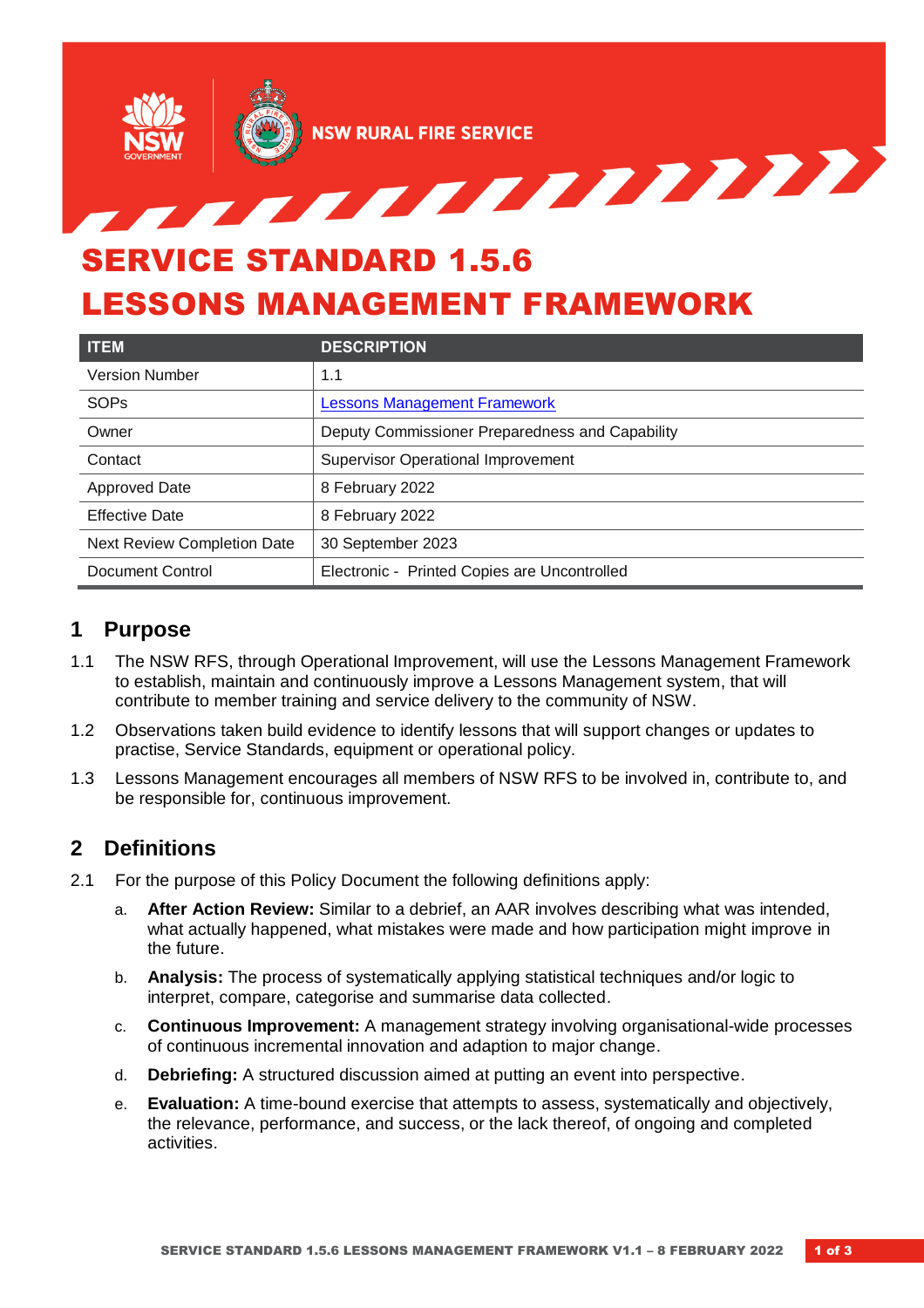# SERVICE STANDARD 1.5.6 LESSONS MANAGEMENT FRAMEWORK

| ITEM | DESCRIPTION |
|---|---|
| Version Number | 1.1 |
| SOPs | Lessons Management Framework |
| Owner | Deputy Commissioner Preparedness and Capability |
| Contact | Supervisor Operational Improvement |
| Approved Date | 8 February 2022 |
| Effective Date | 8 February 2022 |
| Next Review Completion Date | 30 September 2023 |
| Document Control | Electronic - Printed Copies are Uncontrolled |

## 1 Purpose

1.1 The NSW RFS, through Operational Improvement, will use the Lessons Management Framework to establish, maintain and continuously improve a Lessons Management system, that will contribute to member training and service delivery to the community of NSW.

1.2 Observations taken build evidence to identify lessons that will support changes or updates to practise, Service Standards, equipment or operational policy.

1.3 Lessons Management encourages all members of NSW RFS to be involved in, contribute to, and be responsible for, continuous improvement.

## 2 Definitions

2.1 For the purpose of this Policy Document the following definitions apply:

a. **After Action Review:** Similar to a debrief, an AAR involves describing what was intended, what actually happened, what mistakes were made and how participation might improve in the future.

b. **Analysis:** The process of systematically applying statistical techniques and/or logic to interpret, compare, categorise and summarise data collected.

c. **Continuous Improvement:** A management strategy involving organisational-wide processes of continuous incremental innovation and adaption to major change.

d. **Debriefing:** A structured discussion aimed at putting an event into perspective.

e. **Evaluation:** A time-bound exercise that attempts to assess, systematically and objectively, the relevance, performance, and success, or the lack thereof, of ongoing and completed activities.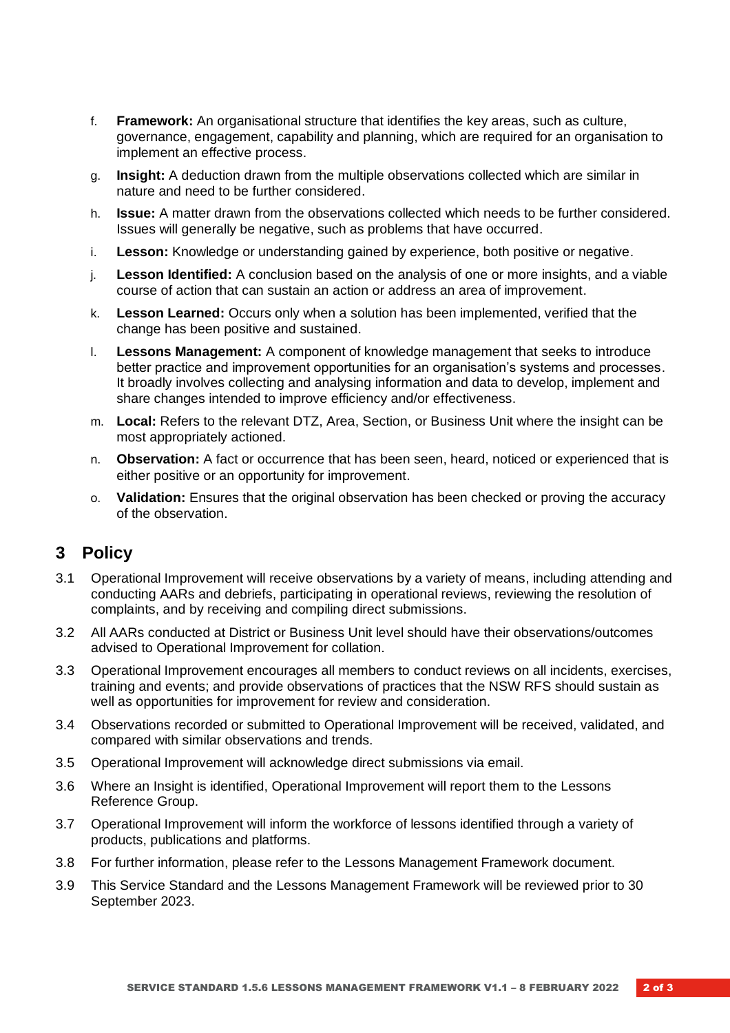f. **Framework:** An organisational structure that identifies the key areas, such as culture, governance, engagement, capability and planning, which are required for an organisation to implement an effective process.

g. **Insight:** A deduction drawn from the multiple observations collected which are similar in nature and need to be further considered.

h. **Issue:** A matter drawn from the observations collected which needs to be further considered. Issues will generally be negative, such as problems that have occurred.

i. **Lesson:** Knowledge or understanding gained by experience, both positive or negative.

j. **Lesson Identified:** A conclusion based on the analysis of one or more insights, and a viable course of action that can sustain an action or address an area of improvement.

k. **Lesson Learned:** Occurs only when a solution has been implemented, verified that the change has been positive and sustained.

l. **Lessons Management:** A component of knowledge management that seeks to introduce better practice and improvement opportunities for an organisation's systems and processes. It broadly involves collecting and analysing information and data to develop, implement and share changes intended to improve efficiency and/or effectiveness.

m. **Local:** Refers to the relevant DTZ, Area, Section, or Business Unit where the insight can be most appropriately actioned.

n. **Observation:** A fact or occurrence that has been seen, heard, noticed or experienced that is either positive or an opportunity for improvement.

o. **Validation:** Ensures that the original observation has been checked or proving the accuracy of the observation.

## 3 Policy

3.1 Operational Improvement will receive observations by a variety of means, including attending and conducting AARs and debriefs, participating in operational reviews, reviewing the resolution of complaints, and by receiving and compiling direct submissions.

3.2 All AARs conducted at District or Business Unit level should have their observations/outcomes advised to Operational Improvement for collation.

3.3 Operational Improvement encourages all members to conduct reviews on all incidents, exercises, training and events; and provide observations of practices that the NSW RFS should sustain as well as opportunities for improvement for review and consideration.

3.4 Observations recorded or submitted to Operational Improvement will be received, validated, and compared with similar observations and trends.

3.5 Operational Improvement will acknowledge direct submissions via email.

3.6 Where an Insight is identified, Operational Improvement will report them to the Lessons Reference Group.

3.7 Operational Improvement will inform the workforce of lessons identified through a variety of products, publications and platforms.

3.8 For further information, please refer to the Lessons Management Framework document.

3.9 This Service Standard and the Lessons Management Framework will be reviewed prior to 30 September 2023.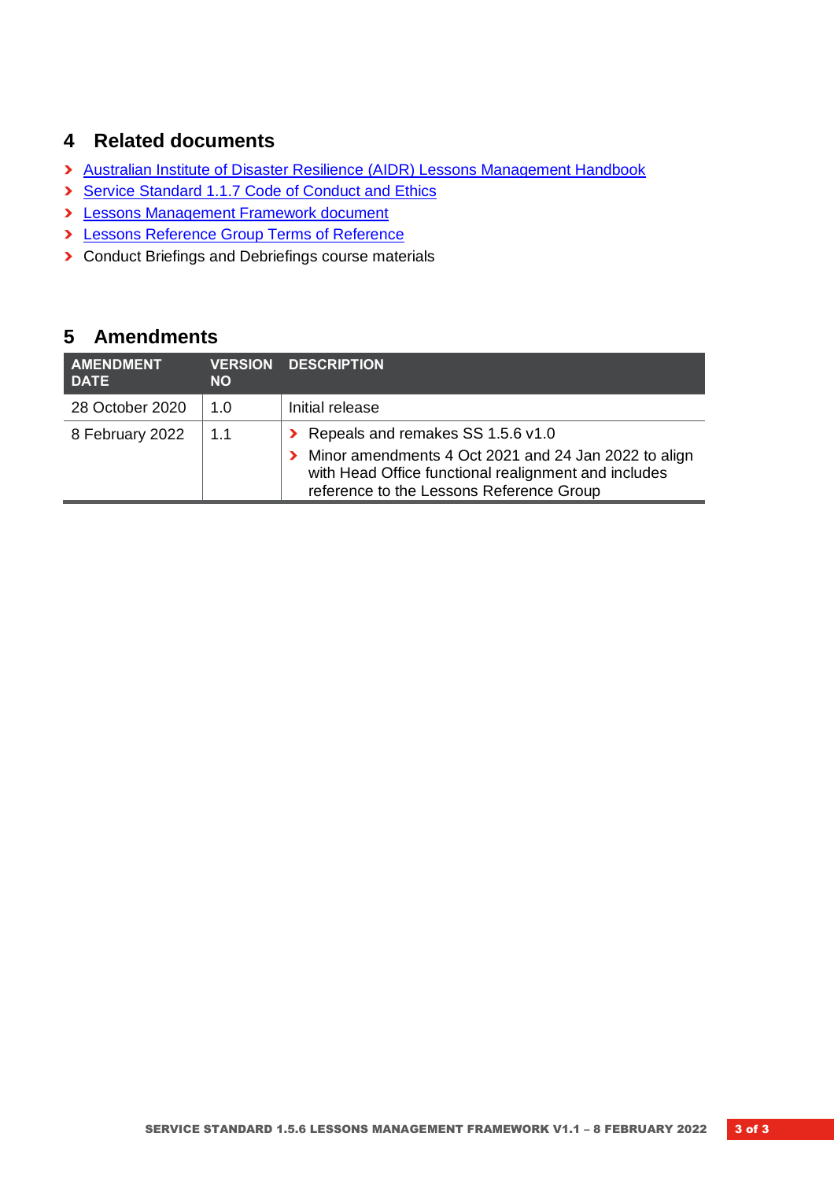## 4 Related documents

- Australian Institute of Disaster Resilience (AIDR) Lessons Management Handbook
- Service Standard 1.1.7 Code of Conduct and Ethics
- Lessons Management Framework document
- Lessons Reference Group Terms of Reference
- Conduct Briefings and Debriefings course materials

## 5 Amendments

| AMENDMENT DATE | VERSION NO | DESCRIPTION |
|---|---|---|
| 28 October 2020 | 1.0 | Initial release |
| 8 February 2022 | 1.1 | • Repeals and remakes SS 1.5.6 v1.0<br>• Minor amendments 4 Oct 2021 and 24 Jan 2022 to align with Head Office functional realignment and includes reference to the Lessons Reference Group |